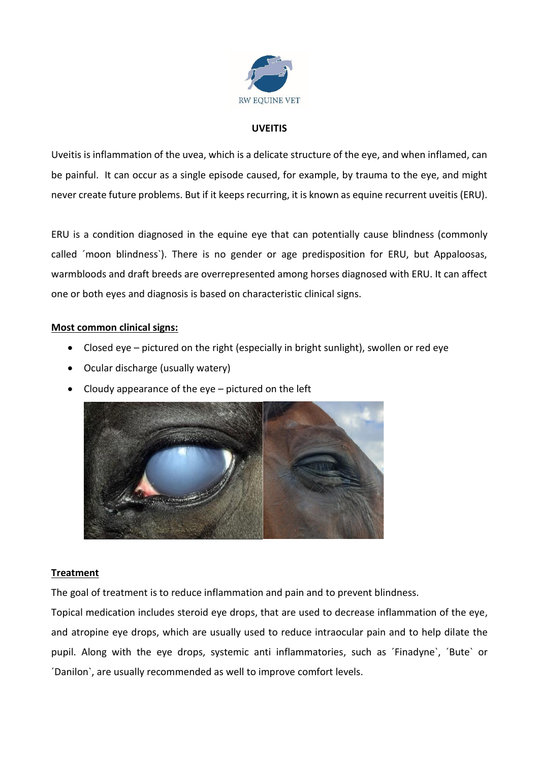RW EQUINE VET

# UVEITIS

Uveitis is inflammation of the uvea, which is a delicate structure of the eye, and when inflamed, can be painful. It can occur as a single episode caused, for example, by trauma to the eye, and might never create future problems. But if it keeps recurring, it is known as equine recurrent uveitis (ERU).

ERU is a condition diagnosed in the equine eye that can potentially cause blindness (commonly called ´moon blindness`). There is no gender or age predisposition for ERU, but Appaloosas, warmbloods and draft breeds are overrepresented among horses diagnosed with ERU. It can affect one or both eyes and diagnosis is based on characteristic clinical signs.

## Most common clinical signs:

- Closed eye – pictured on the right (especially in bright sunlight), swollen or red eye
- Ocular discharge (usually watery)
- Cloudy appearance of the eye – pictured on the left

## Treatment

The goal of treatment is to reduce inflammation and pain and to prevent blindness.
Topical medication includes steroid eye drops, that are used to decrease inflammation of the eye, and atropine eye drops, which are usually used to reduce intraocular pain and to help dilate the pupil. Along with the eye drops, systemic anti inflammatories, such as ´Finadyne`, ´Bute` or ´Danilon`, are usually recommended as well to improve comfort levels.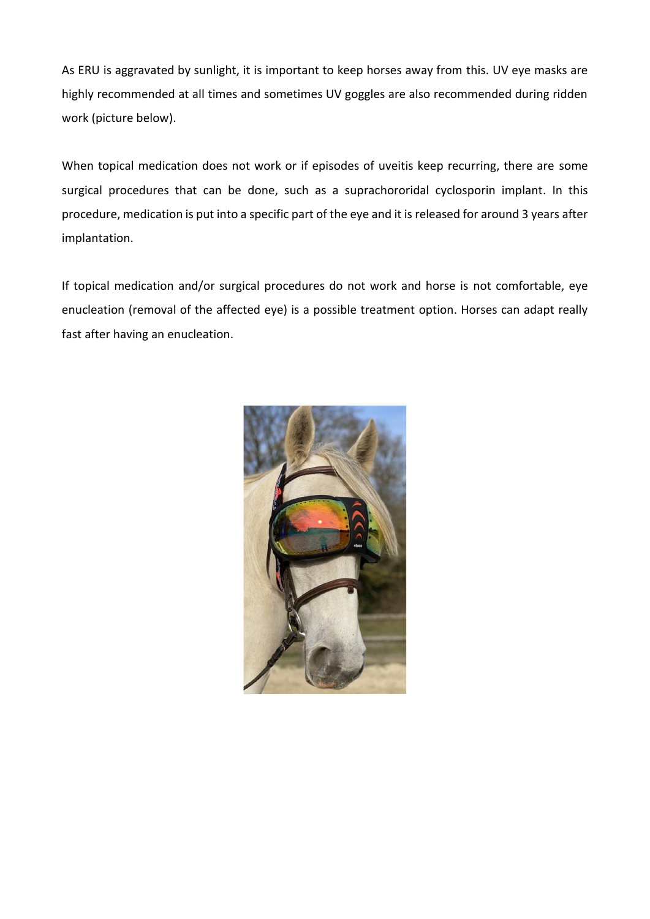As ERU is aggravated by sunlight, it is important to keep horses away from this. UV eye masks are highly recommended at all times and sometimes UV goggles are also recommended during ridden work (picture below).

When topical medication does not work or if episodes of uveitis keep recurring, there are some surgical procedures that can be done, such as a suprachororidal cyclosporin implant. In this procedure, medication is put into a specific part of the eye and it is released for around 3 years after implantation.

If topical medication and/or surgical procedures do not work and horse is not comfortable, eye enucleation (removal of the affected eye) is a possible treatment option. Horses can adapt really fast after having an enucleation.